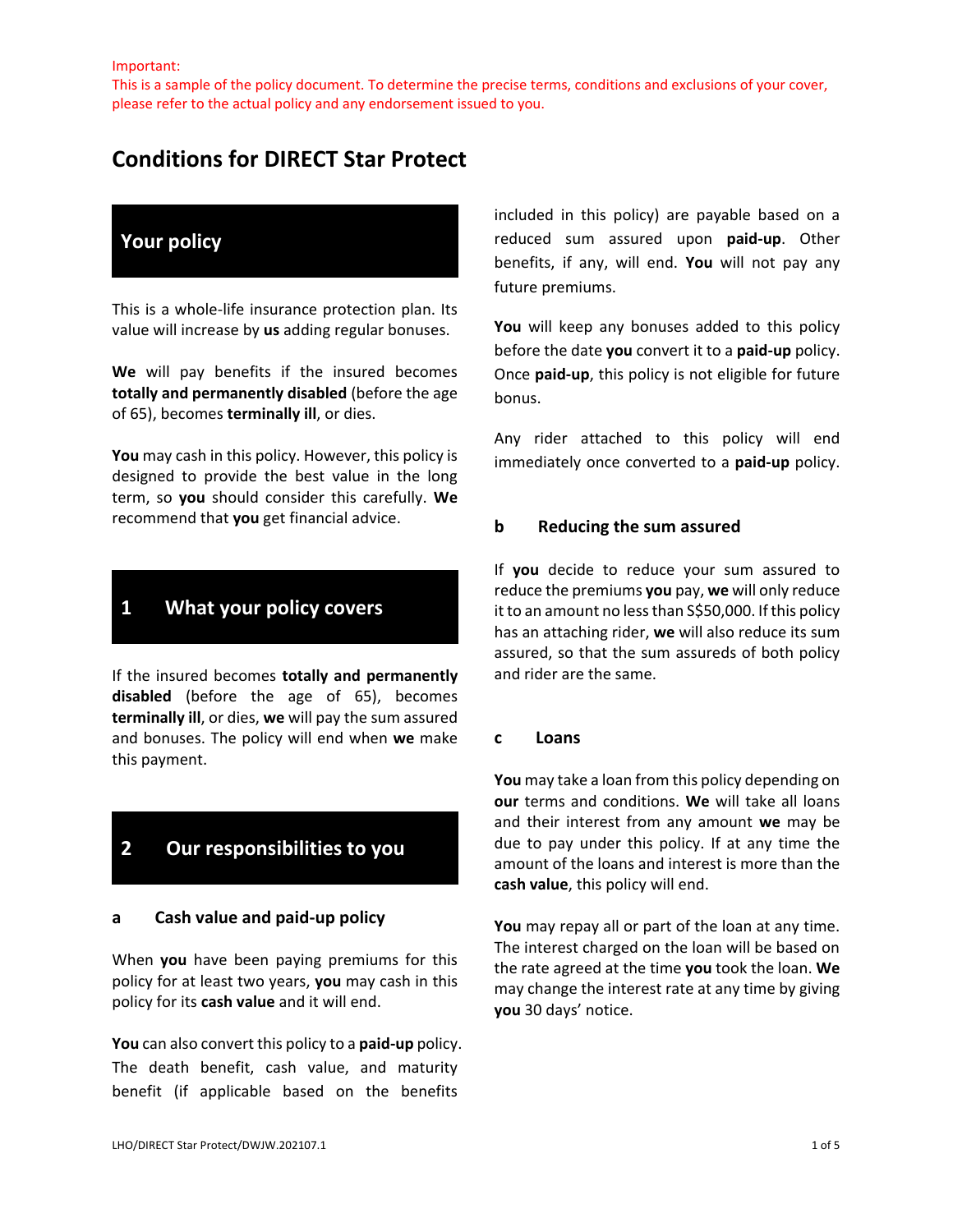Important:
This is a sample of the policy document. To determine the precise terms, conditions and exclusions of your cover, please refer to the actual policy and any endorsement issued to you.

# Conditions for DIRECT Star Protect

## Your policy

This is a whole-life insurance protection plan. Its value will increase by **us** adding regular bonuses.

**We** will pay benefits if the insured becomes **totally and permanently disabled** (before the age of 65), becomes **terminally ill**, or dies.

**You** may cash in this policy. However, this policy is designed to provide the best value in the long term, so **you** should consider this carefully. **We** recommend that **you** get financial advice.

## 1 What your policy covers

If the insured becomes **totally and permanently disabled** (before the age of 65), becomes **terminally ill**, or dies, **we** will pay the sum assured and bonuses. The policy will end when **we** make this payment.

## 2 Our responsibilities to you

### a Cash value and paid-up policy

When **you** have been paying premiums for this policy for at least two years, **you** may cash in this policy for its **cash value** and it will end.

**You** can also convert this policy to a **paid-up** policy. The death benefit, cash value, and maturity benefit (if applicable based on the benefits included in this policy) are payable based on a reduced sum assured upon **paid-up**. Other benefits, if any, will end. **You** will not pay any future premiums.

**You** will keep any bonuses added to this policy before the date **you** convert it to a **paid-up** policy. Once **paid-up**, this policy is not eligible for future bonus.

Any rider attached to this policy will end immediately once converted to a **paid-up** policy.

### b Reducing the sum assured

If **you** decide to reduce your sum assured to reduce the premiums **you** pay, **we** will only reduce it to an amount no less than S$50,000. If this policy has an attaching rider, **we** will also reduce its sum assured, so that the sum assureds of both policy and rider are the same.

### c Loans

**You** may take a loan from this policy depending on **our** terms and conditions. **We** will take all loans and their interest from any amount **we** may be due to pay under this policy. If at any time the amount of the loans and interest is more than the **cash value**, this policy will end.

**You** may repay all or part of the loan at any time. The interest charged on the loan will be based on the rate agreed at the time **you** took the loan. **We** may change the interest rate at any time by giving **you** 30 days' notice.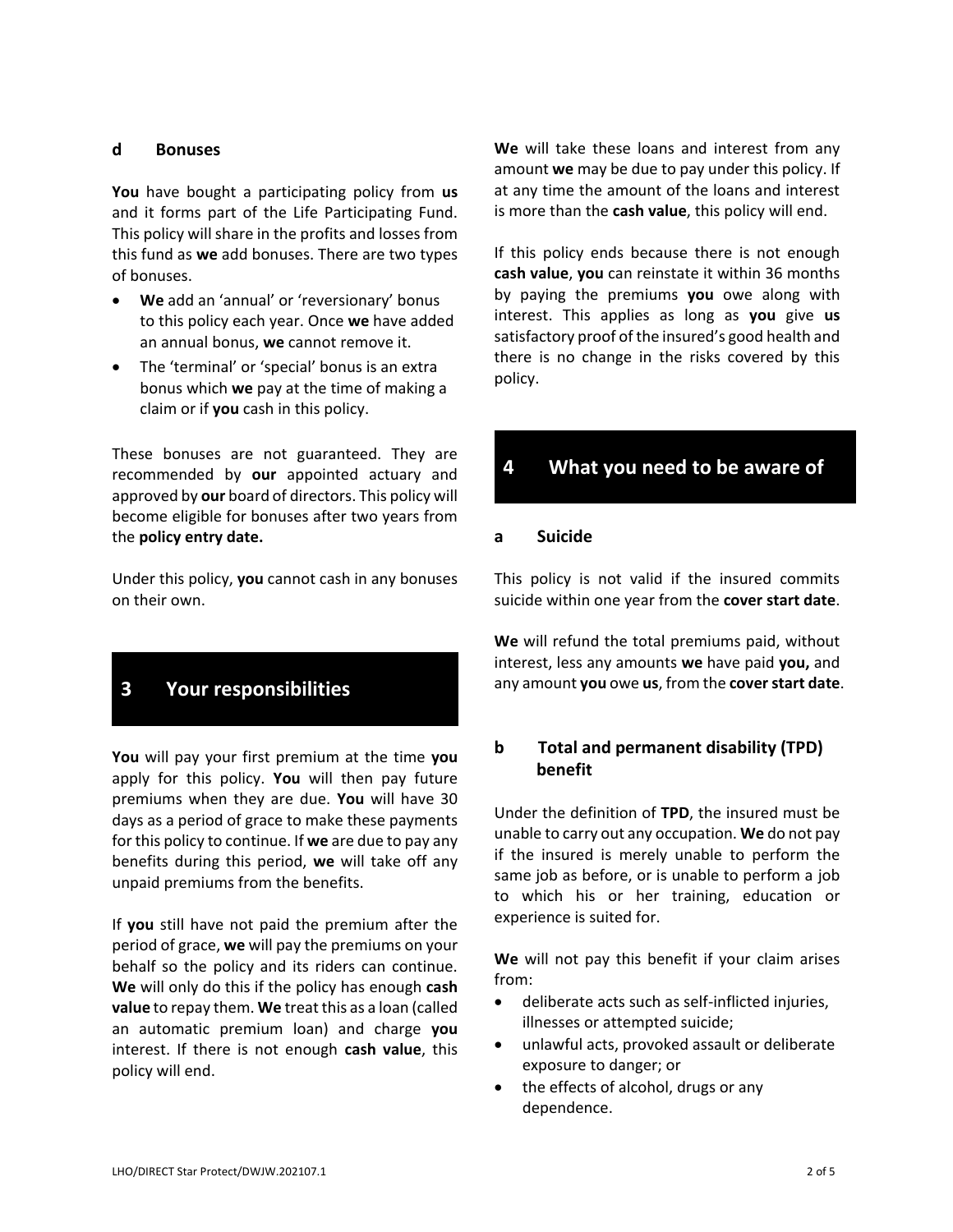### d Bonuses

**You** have bought a participating policy from **us** and it forms part of the Life Participating Fund. This policy will share in the profits and losses from this fund as **we** add bonuses. There are two types of bonuses.

- **We** add an 'annual' or 'reversionary' bonus to this policy each year. Once **we** have added an annual bonus, **we** cannot remove it.
- The 'terminal' or 'special' bonus is an extra bonus which **we** pay at the time of making a claim or if **you** cash in this policy.

These bonuses are not guaranteed. They are recommended by **our** appointed actuary and approved by **our** board of directors. This policy will become eligible for bonuses after two years from the **policy entry date.**

Under this policy, **you** cannot cash in any bonuses on their own.

## 3 Your responsibilities

**You** will pay your first premium at the time **you** apply for this policy. **You** will then pay future premiums when they are due. **You** will have 30 days as a period of grace to make these payments for this policy to continue. If **we** are due to pay any benefits during this period, **we** will take off any unpaid premiums from the benefits.

If **you** still have not paid the premium after the period of grace, **we** will pay the premiums on your behalf so the policy and its riders can continue. **We** will only do this if the policy has enough **cash value** to repay them. **We** treat this as a loan (called an automatic premium loan) and charge **you** interest. If there is not enough **cash value**, this policy will end.

**We** will take these loans and interest from any amount **we** may be due to pay under this policy. If at any time the amount of the loans and interest is more than the **cash value**, this policy will end.

If this policy ends because there is not enough **cash value**, **you** can reinstate it within 36 months by paying the premiums **you** owe along with interest. This applies as long as **you** give **us** satisfactory proof of the insured's good health and there is no change in the risks covered by this policy.

## 4 What you need to be aware of

### a Suicide

This policy is not valid if the insured commits suicide within one year from the **cover start date**.

**We** will refund the total premiums paid, without interest, less any amounts **we** have paid **you,** and any amount **you** owe **us**, from the **cover start date**.

### b Total and permanent disability (TPD) benefit

Under the definition of **TPD**, the insured must be unable to carry out any occupation. **We** do not pay if the insured is merely unable to perform the same job as before, or is unable to perform a job to which his or her training, education or experience is suited for.

**We** will not pay this benefit if your claim arises from:

- deliberate acts such as self-inflicted injuries, illnesses or attempted suicide;
- unlawful acts, provoked assault or deliberate exposure to danger; or
- the effects of alcohol, drugs or any dependence.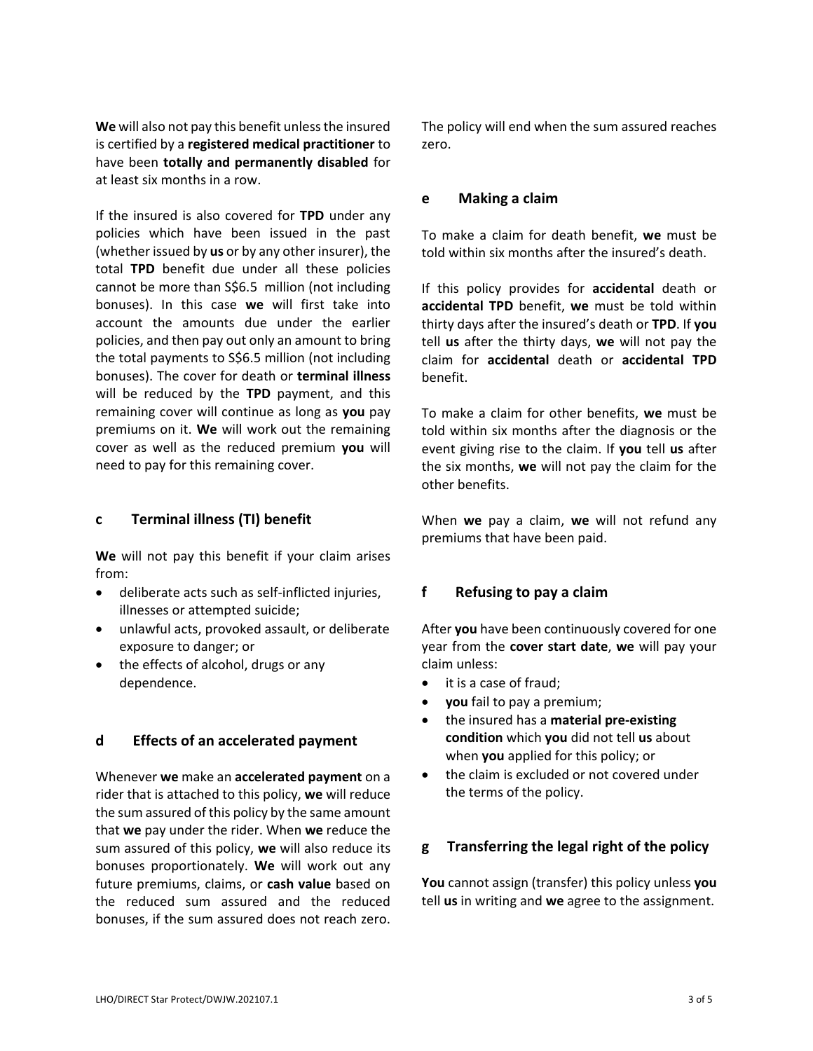**We** will also not pay this benefit unless the insured is certified by a **registered medical practitioner** to have been **totally and permanently disabled** for at least six months in a row.

If the insured is also covered for **TPD** under any policies which have been issued in the past (whether issued by **us** or by any other insurer), the total **TPD** benefit due under all these policies cannot be more than S$6.5 million (not including bonuses). In this case **we** will first take into account the amounts due under the earlier policies, and then pay out only an amount to bring the total payments to S$6.5 million (not including bonuses). The cover for death or **terminal illness** will be reduced by the **TPD** payment, and this remaining cover will continue as long as **you** pay premiums on it. **We** will work out the remaining cover as well as the reduced premium **you** will need to pay for this remaining cover.

## c Terminal illness (TI) benefit

**We** will not pay this benefit if your claim arises from:

- deliberate acts such as self-inflicted injuries, illnesses or attempted suicide;
- unlawful acts, provoked assault, or deliberate exposure to danger; or
- the effects of alcohol, drugs or any dependence.

## d Effects of an accelerated payment

Whenever **we** make an **accelerated payment** on a rider that is attached to this policy, **we** will reduce the sum assured of this policy by the same amount that **we** pay under the rider. When **we** reduce the sum assured of this policy, **we** will also reduce its bonuses proportionately. **We** will work out any future premiums, claims, or **cash value** based on the reduced sum assured and the reduced bonuses, if the sum assured does not reach zero. The policy will end when the sum assured reaches zero.

## e Making a claim

To make a claim for death benefit, **we** must be told within six months after the insured's death.

If this policy provides for **accidental** death or **accidental TPD** benefit, **we** must be told within thirty days after the insured's death or **TPD**. If **you** tell **us** after the thirty days, **we** will not pay the claim for **accidental** death or **accidental TPD** benefit.

To make a claim for other benefits, **we** must be told within six months after the diagnosis or the event giving rise to the claim. If **you** tell **us** after the six months, **we** will not pay the claim for the other benefits.

When **we** pay a claim, **we** will not refund any premiums that have been paid.

## f Refusing to pay a claim

After **you** have been continuously covered for one year from the **cover start date**, **we** will pay your claim unless:

- it is a case of fraud;
- **you** fail to pay a premium;
- the insured has a **material pre-existing condition** which **you** did not tell **us** about when **you** applied for this policy; or
- the claim is excluded or not covered under the terms of the policy.

## g Transferring the legal right of the policy

**You** cannot assign (transfer) this policy unless **you** tell **us** in writing and **we** agree to the assignment.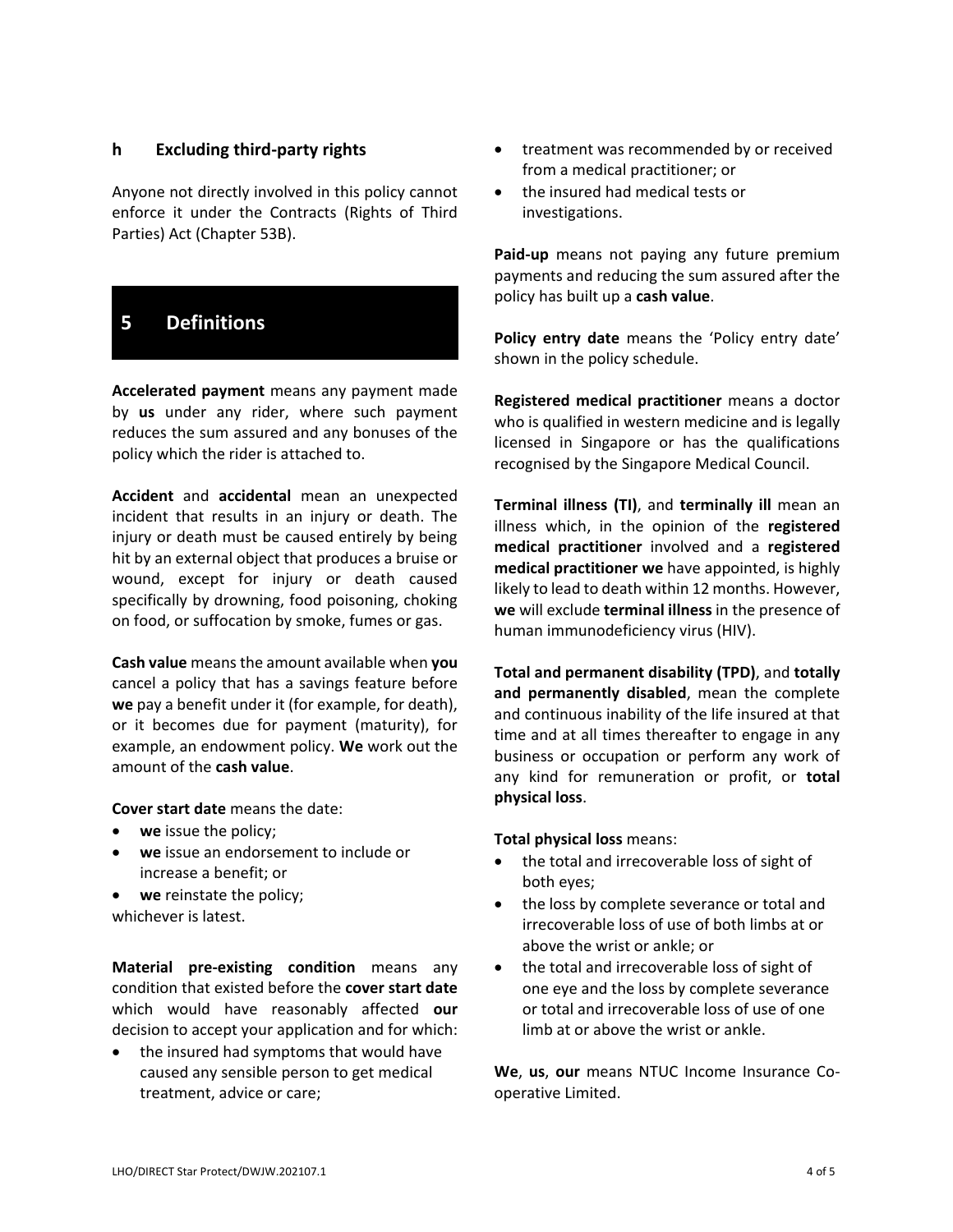### h Excluding third-party rights

Anyone not directly involved in this policy cannot enforce it under the Contracts (Rights of Third Parties) Act (Chapter 53B).

## 5 Definitions

**Accelerated payment** means any payment made by **us** under any rider, where such payment reduces the sum assured and any bonuses of the policy which the rider is attached to.

**Accident** and **accidental** mean an unexpected incident that results in an injury or death. The injury or death must be caused entirely by being hit by an external object that produces a bruise or wound, except for injury or death caused specifically by drowning, food poisoning, choking on food, or suffocation by smoke, fumes or gas.

**Cash value** means the amount available when **you** cancel a policy that has a savings feature before **we** pay a benefit under it (for example, for death), or it becomes due for payment (maturity), for example, an endowment policy. **We** work out the amount of the **cash value**.

**Cover start date** means the date:

- **we** issue the policy;
- **we** issue an endorsement to include or increase a benefit; or
- **we** reinstate the policy;

whichever is latest.

**Material pre-existing condition** means any condition that existed before the **cover start date** which would have reasonably affected **our** decision to accept your application and for which:

- the insured had symptoms that would have caused any sensible person to get medical treatment, advice or care;
- treatment was recommended by or received from a medical practitioner; or
- the insured had medical tests or investigations.

**Paid-up** means not paying any future premium payments and reducing the sum assured after the policy has built up a **cash value**.

**Policy entry date** means the 'Policy entry date' shown in the policy schedule.

**Registered medical practitioner** means a doctor who is qualified in western medicine and is legally licensed in Singapore or has the qualifications recognised by the Singapore Medical Council.

**Terminal illness (TI)**, and **terminally ill** mean an illness which, in the opinion of the **registered medical practitioner** involved and a **registered medical practitioner we** have appointed, is highly likely to lead to death within 12 months. However, **we** will exclude **terminal illness** in the presence of human immunodeficiency virus (HIV).

**Total and permanent disability (TPD)**, and **totally and permanently disabled**, mean the complete and continuous inability of the life insured at that time and at all times thereafter to engage in any business or occupation or perform any work of any kind for remuneration or profit, or **total physical loss**.

**Total physical loss** means:

- the total and irrecoverable loss of sight of both eyes;
- the loss by complete severance or total and irrecoverable loss of use of both limbs at or above the wrist or ankle; or
- the total and irrecoverable loss of sight of one eye and the loss by complete severance or total and irrecoverable loss of use of one limb at or above the wrist or ankle.

**We**, **us**, **our** means NTUC Income Insurance Co-operative Limited.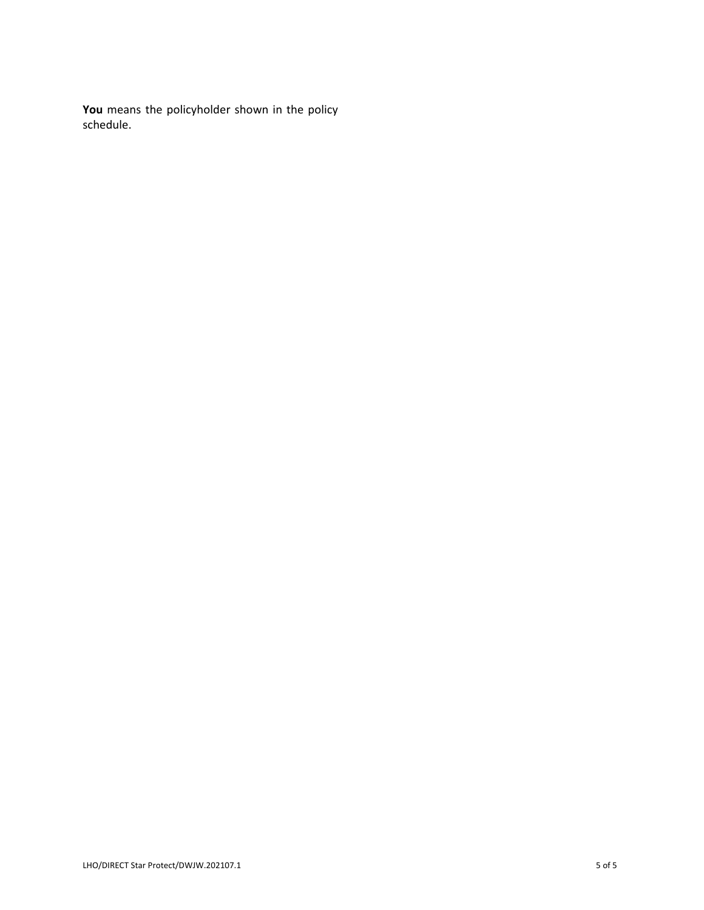**You** means the policyholder shown in the policy schedule.